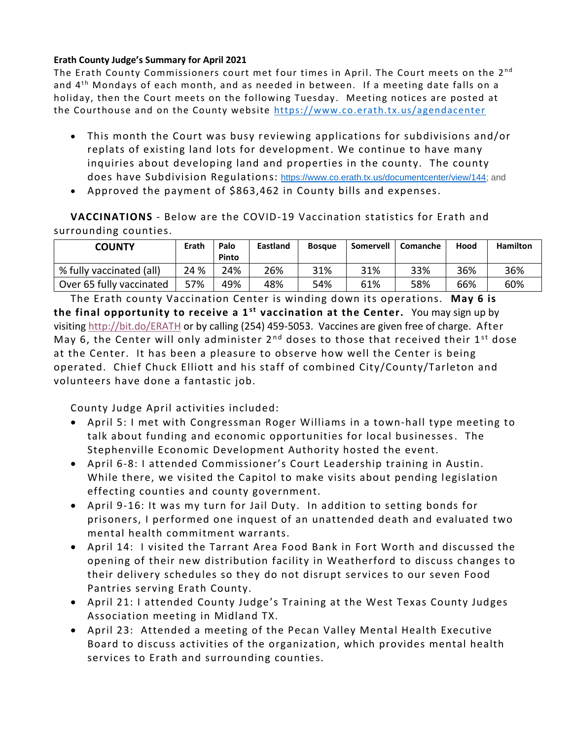**Erath County Judge's Summary for April 2021**

The Erath County Commissioners court met four times in April. The Court meets on the 2nd and 4th Mondays of each month, and as needed in between. If a meeting date falls on a holiday, then the Court meets on the following Tuesday. Meeting notices are posted at the Courthouse and on the County website https://www.co.erath.tx.us/agendacenter

- This month the Court was busy reviewing applications for subdivisions and/or replats of existing land lots for development. We continue to have many inquiries about developing land and properties in the county. The county does have Subdivision Regulations: https://www.co.erath.tx.us/documentcenter/view/144; and
- Approved the payment of $863,462 in County bills and expenses.

**VACCINATIONS** - Below are the COVID-19 Vaccination statistics for Erath and surrounding counties.

| COUNTY | Erath | Palo Pinto | Eastland | Bosque | Somervell | Comanche | Hood | Hamilton |
|---|---|---|---|---|---|---|---|---|
| % fully vaccinated (all) | 24 % | 24% | 26% | 31% | 31% | 33% | 36% | 36% |
| Over 65 fully vaccinated | 57% | 49% | 48% | 54% | 61% | 58% | 66% | 60% |

The Erath county Vaccination Center is winding down its operations. **May 6 is the final opportunity to receive a 1st vaccination at the Center.** You may sign up by visiting http://bit.do/ERATH or by calling (254) 459-5053. Vaccines are given free of charge. After May 6, the Center will only administer 2nd doses to those that received their 1st dose at the Center. It has been a pleasure to observe how well the Center is being operated. Chief Chuck Elliott and his staff of combined City/County/Tarleton and volunteers have done a fantastic job.

County Judge April activities included:

- April 5: I met with Congressman Roger Williams in a town-hall type meeting to talk about funding and economic opportunities for local businesses. The Stephenville Economic Development Authority hosted the event.
- April 6-8: I attended Commissioner's Court Leadership training in Austin. While there, we visited the Capitol to make visits about pending legislation effecting counties and county government.
- April 9-16: It was my turn for Jail Duty. In addition to setting bonds for prisoners, I performed one inquest of an unattended death and evaluated two mental health commitment warrants.
- April 14: I visited the Tarrant Area Food Bank in Fort Worth and discussed the opening of their new distribution facility in Weatherford to discuss changes to their delivery schedules so they do not disrupt services to our seven Food Pantries serving Erath County.
- April 21: I attended County Judge's Training at the West Texas County Judges Association meeting in Midland TX.
- April 23: Attended a meeting of the Pecan Valley Mental Health Executive Board to discuss activities of the organization, which provides mental health services to Erath and surrounding counties.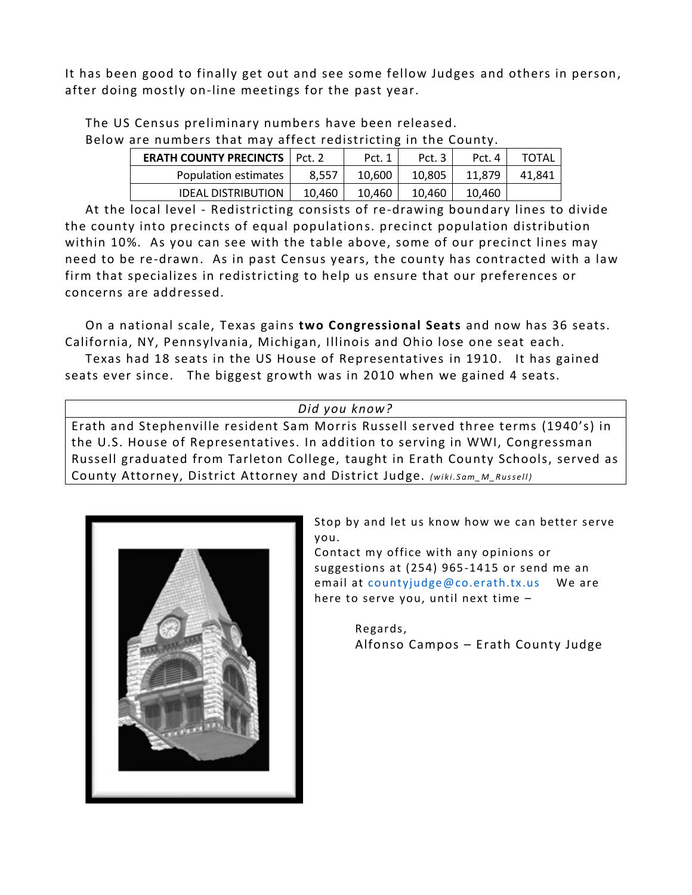It has been good to finally get out and see some fellow Judges and others in person, after doing mostly on-line meetings for the past year.

The US Census preliminary numbers have been released.
Below are numbers that may affect redistricting in the County.

| ERATH COUNTY PRECINCTS | Pct. 2 | Pct. 1 | Pct. 3 | Pct. 4 | TOTAL |
|---|---|---|---|---|---|
| Population estimates | 8,557 | 10,600 | 10,805 | 11,879 | 41,841 |
| IDEAL DISTRIBUTION | 10,460 | 10,460 | 10,460 | 10,460 | |

At the local level - Redistricting consists of re-drawing boundary lines to divide the county into precincts of equal populations. precinct population distribution within 10%. As you can see with the table above, some of our precinct lines may need to be re-drawn. As in past Census years, the county has contracted with a law firm that specializes in redistricting to help us ensure that our preferences or concerns are addressed.

On a national scale, Texas gains **two Congressional Seats** and now has 36 seats. California, NY, Pennsylvania, Michigan, Illinois and Ohio lose one seat each.

Texas had 18 seats in the US House of Representatives in 1910. It has gained seats ever since. The biggest growth was in 2010 when we gained 4 seats.

*Did you know?*

Erath and Stephenville resident Sam Morris Russell served three terms (1940's) in the U.S. House of Representatives. In addition to serving in WWI, Congressman Russell graduated from Tarleton College, taught in Erath County Schools, served as County Attorney, District Attorney and District Judge. *(wiki.Sam_M_Russell)*

Stop by and let us know how we can better serve you.
Contact my office with any opinions or suggestions at (254) 965-1415 or send me an email at countyjudge@co.erath.tx.us We are here to serve you, until next time –

Regards,
Alfonso Campos – Erath County Judge